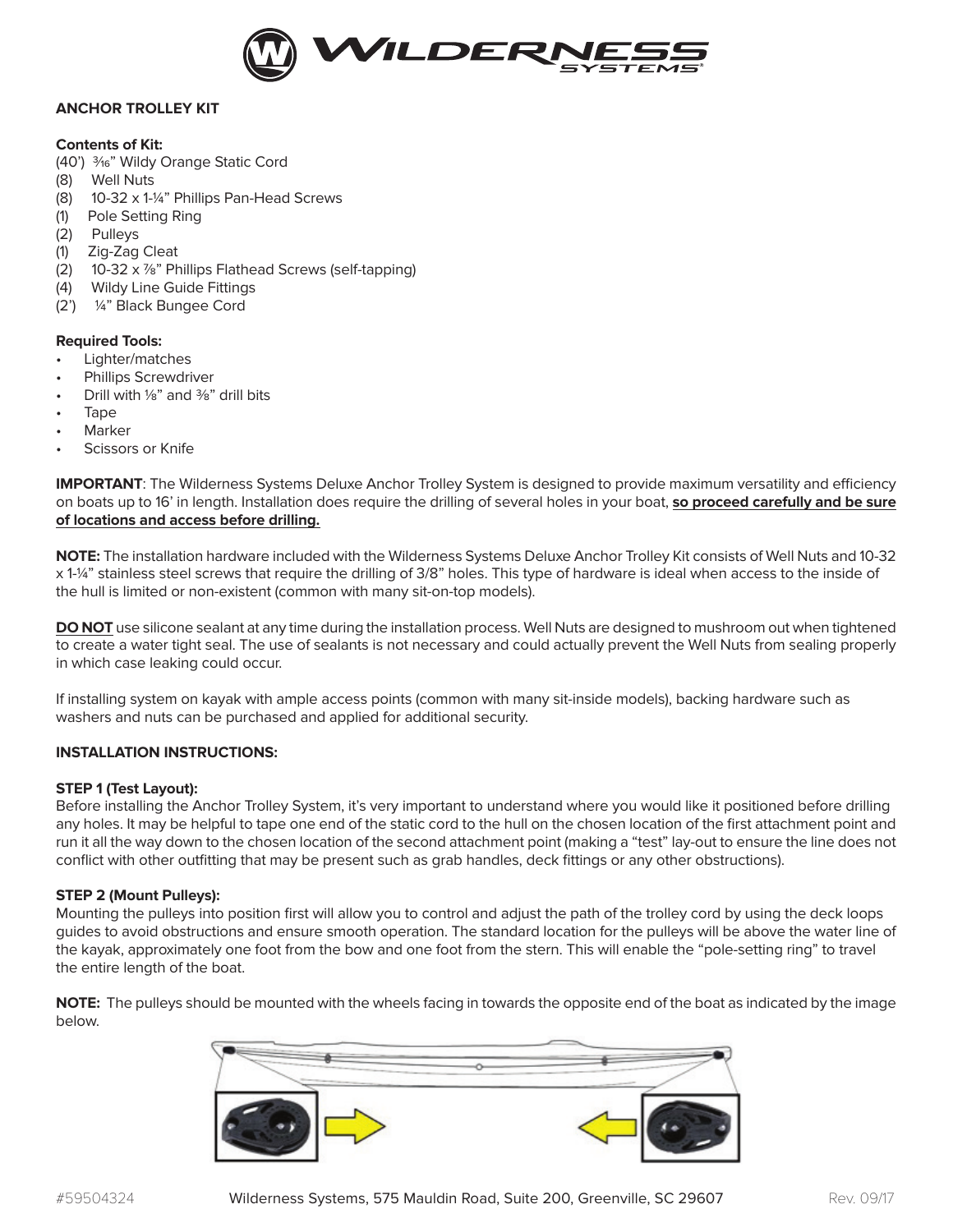# ANCHOR TROLLEY KIT

**Contents of Kit:**

- (40') 3⁄16" Wildy Orange Static Cord
- (8) Well Nuts
- (8) 10-32 x 1-¼" Phillips Pan-Head Screws
- (1) Pole Setting Ring
- (2) Pulleys
- (1) Zig-Zag Cleat
- (2) 10-32 x ⅞" Phillips Flathead Screws (self-tapping)
- (4) Wildy Line Guide Fittings
- (2') ¼" Black Bungee Cord

**Required Tools:**

- Lighter/matches
- Phillips Screwdriver
- Drill with ⅛" and ⅜" drill bits
- Tape
- Marker
- Scissors or Knife

**IMPORTANT**: The Wilderness Systems Deluxe Anchor Trolley System is designed to provide maximum versatility and efficiency on boats up to 16' in length. Installation does require the drilling of several holes in your boat, **so proceed carefully and be sure of locations and access before drilling.**

**NOTE:** The installation hardware included with the Wilderness Systems Deluxe Anchor Trolley Kit consists of Well Nuts and 10-32 x 1-¼" stainless steel screws that require the drilling of 3/8" holes. This type of hardware is ideal when access to the inside of the hull is limited or non-existent (common with many sit-on-top models).

**DO NOT** use silicone sealant at any time during the installation process. Well Nuts are designed to mushroom out when tightened to create a water tight seal. The use of sealants is not necessary and could actually prevent the Well Nuts from sealing properly in which case leaking could occur.

If installing system on kayak with ample access points (common with many sit-inside models), backing hardware such as washers and nuts can be purchased and applied for additional security.

## INSTALLATION INSTRUCTIONS:

**STEP 1 (Test Layout):**

Before installing the Anchor Trolley System, it's very important to understand where you would like it positioned before drilling any holes. It may be helpful to tape one end of the static cord to the hull on the chosen location of the first attachment point and run it all the way down to the chosen location of the second attachment point (making a "test" lay-out to ensure the line does not conflict with other outfitting that may be present such as grab handles, deck fittings or any other obstructions).

**STEP 2 (Mount Pulleys):**

Mounting the pulleys into position first will allow you to control and adjust the path of the trolley cord by using the deck loops guides to avoid obstructions and ensure smooth operation. The standard location for the pulleys will be above the water line of the kayak, approximately one foot from the bow and one foot from the stern. This will enable the "pole-setting ring" to travel the entire length of the boat.

**NOTE:** The pulleys should be mounted with the wheels facing in towards the opposite end of the boat as indicated by the image below.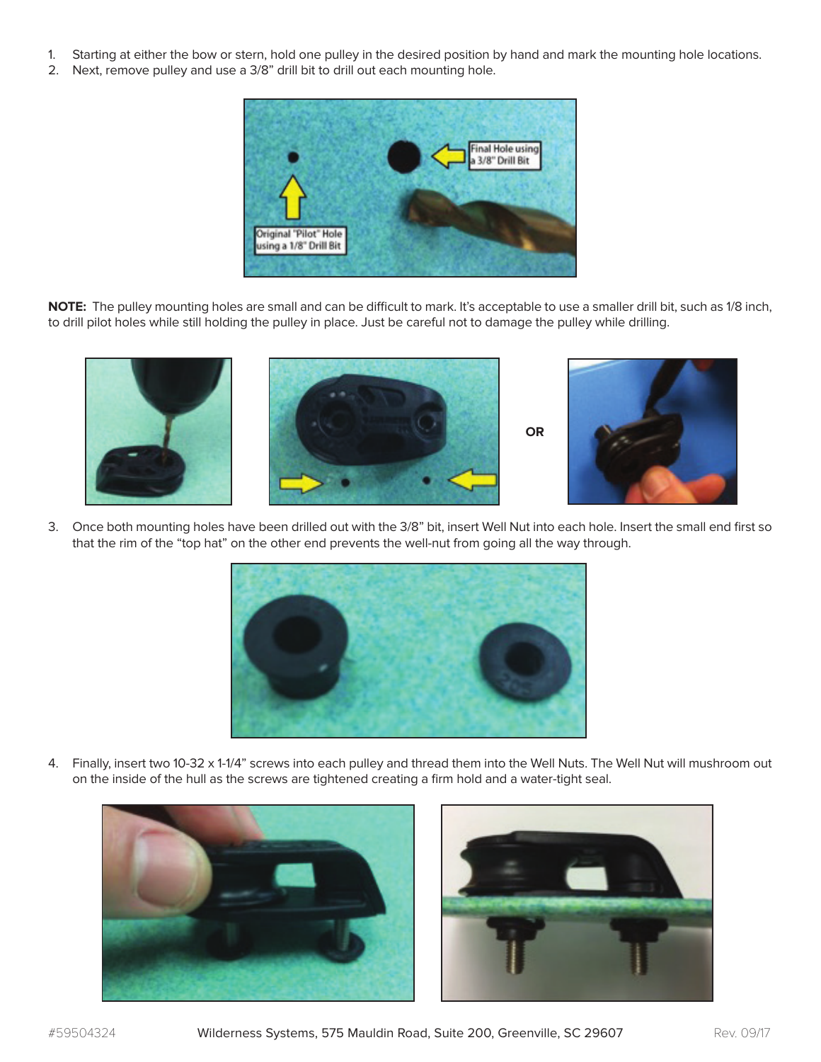1. Starting at either the bow or stern, hold one pulley in the desired position by hand and mark the mounting hole locations.
2. Next, remove pulley and use a 3/8" drill bit to drill out each mounting hole.

**NOTE:** The pulley mounting holes are small and can be difficult to mark. It's acceptable to use a smaller drill bit, such as 1/8 inch, to drill pilot holes while still holding the pulley in place. Just be careful not to damage the pulley while drilling.

OR

3. Once both mounting holes have been drilled out with the 3/8" bit, insert Well Nut into each hole. Insert the small end first so that the rim of the "top hat" on the other end prevents the well-nut from going all the way through.

4. Finally, insert two 10-32 x 1-1/4" screws into each pulley and thread them into the Well Nuts. The Well Nut will mushroom out on the inside of the hull as the screws are tightened creating a firm hold and a water-tight seal.

#59504324 Wilderness Systems, 575 Mauldin Road, Suite 200, Greenville, SC 29607 Rev. 09/17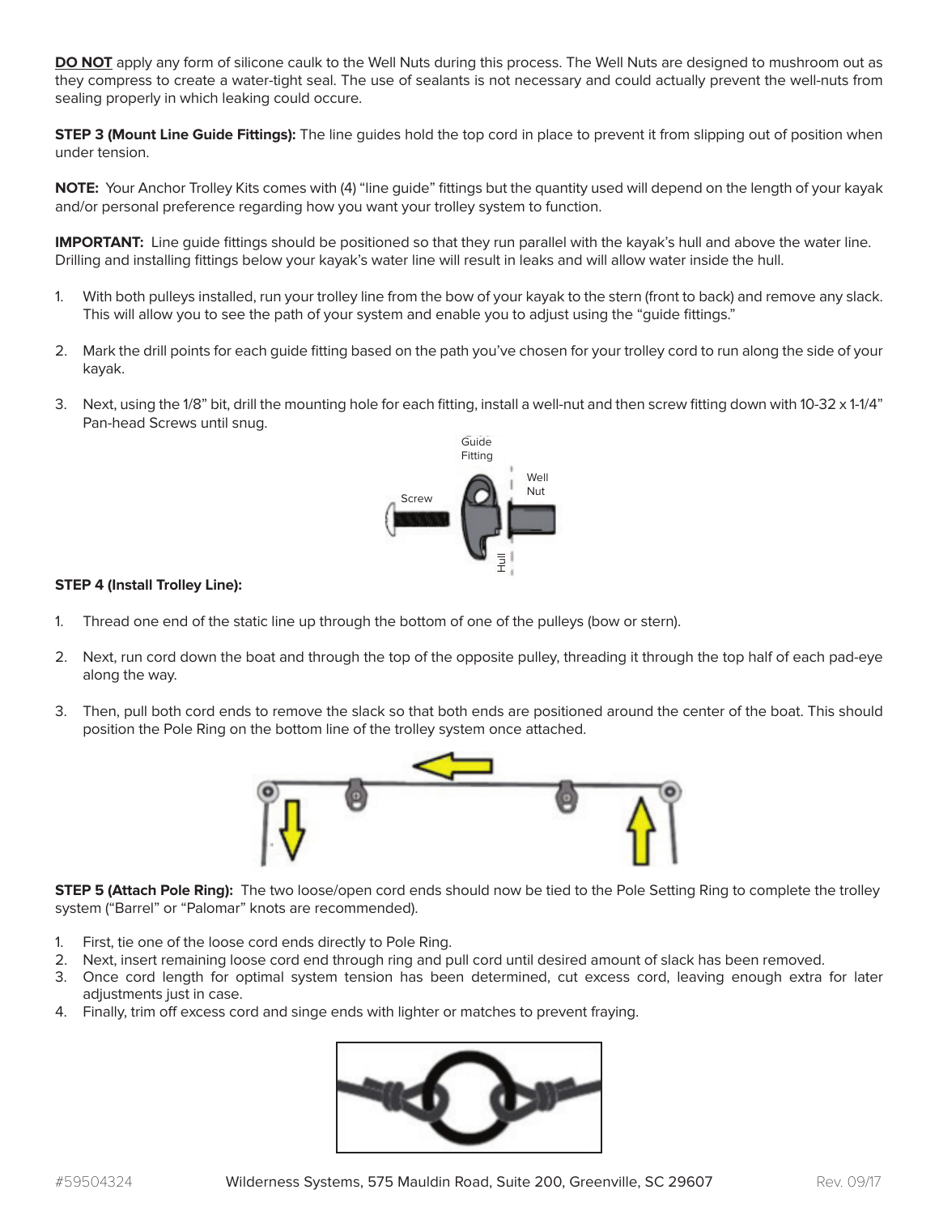**DO NOT** apply any form of silicone caulk to the Well Nuts during this process. The Well Nuts are designed to mushroom out as they compress to create a water-tight seal. The use of sealants is not necessary and could actually prevent the well-nuts from sealing properly in which leaking could occure.

**STEP 3 (Mount Line Guide Fittings):** The line guides hold the top cord in place to prevent it from slipping out of position when under tension.

**NOTE:** Your Anchor Trolley Kits comes with (4) "line guide" fittings but the quantity used will depend on the length of your kayak and/or personal preference regarding how you want your trolley system to function.

**IMPORTANT:** Line guide fittings should be positioned so that they run parallel with the kayak's hull and above the water line. Drilling and installing fittings below your kayak's water line will result in leaks and will allow water inside the hull.

1. With both pulleys installed, run your trolley line from the bow of your kayak to the stern (front to back) and remove any slack. This will allow you to see the path of your system and enable you to adjust using the "guide fittings."
2. Mark the drill points for each guide fitting based on the path you've chosen for your trolley cord to run along the side of your kayak.
3. Next, using the 1/8" bit, drill the mounting hole for each fitting, install a well-nut and then screw fitting down with 10-32 x 1-1/4" Pan-head Screws until snug.

Guide Fitting
Screw
Well Nut
Hull

**STEP 4 (Install Trolley Line):**

1. Thread one end of the static line up through the bottom of one of the pulleys (bow or stern).
2. Next, run cord down the boat and through the top of the opposite pulley, threading it through the top half of each pad-eye along the way.
3. Then, pull both cord ends to remove the slack so that both ends are positioned around the center of the boat. This should position the Pole Ring on the bottom line of the trolley system once attached.

**STEP 5 (Attach Pole Ring):** The two loose/open cord ends should now be tied to the Pole Setting Ring to complete the trolley system ("Barrel" or "Palomar" knots are recommended).

1. First, tie one of the loose cord ends directly to Pole Ring.
2. Next, insert remaining loose cord end through ring and pull cord until desired amount of slack has been removed.
3. Once cord length for optimal system tension has been determined, cut excess cord, leaving enough extra for later adjustments just in case.
4. Finally, trim off excess cord and singe ends with lighter or matches to prevent fraying.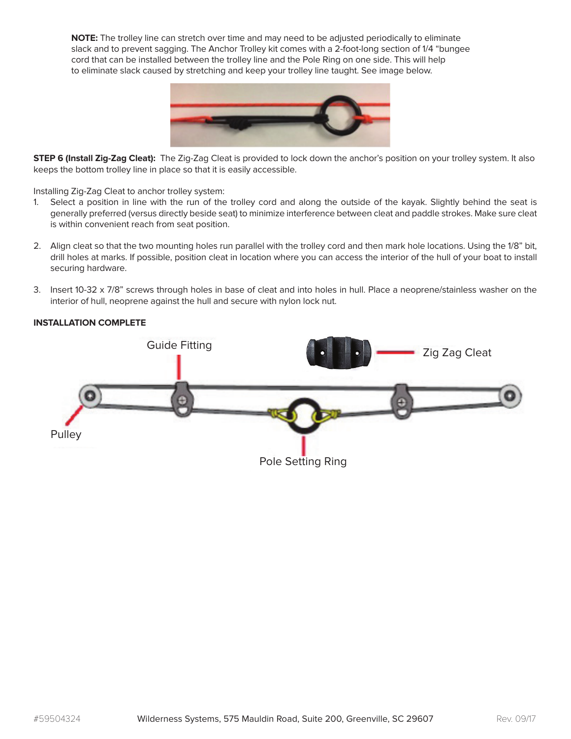**NOTE:** The trolley line can stretch over time and may need to be adjusted periodically to eliminate slack and to prevent sagging. The Anchor Trolley kit comes with a 2-foot-long section of 1/4 “bungee cord that can be installed between the trolley line and the Pole Ring on one side. This will help to eliminate slack caused by stretching and keep your trolley line taught. See image below.

**STEP 6 (Install Zig-Zag Cleat):** The Zig-Zag Cleat is provided to lock down the anchor’s position on your trolley system. It also keeps the bottom trolley line in place so that it is easily accessible.

Installing Zig-Zag Cleat to anchor trolley system:

1. Select a position in line with the run of the trolley cord and along the outside of the kayak. Slightly behind the seat is generally preferred (versus directly beside seat) to minimize interference between cleat and paddle strokes. Make sure cleat is within convenient reach from seat position.

2. Align cleat so that the two mounting holes run parallel with the trolley cord and then mark hole locations. Using the 1/8” bit, drill holes at marks. If possible, position cleat in location where you can access the interior of the hull of your boat to install securing hardware.

3. Insert 10-32 x 7/8” screws through holes in base of cleat and into holes in hull. Place a neoprene/stainless washer on the interior of hull, neoprene against the hull and secure with nylon lock nut.

**INSTALLATION COMPLETE**

Guide Fitting

Zig Zag Cleat

Pulley

Pole Setting Ring

#59504324 Wilderness Systems, 575 Mauldin Road, Suite 200, Greenville, SC 29607 Rev. 09/17